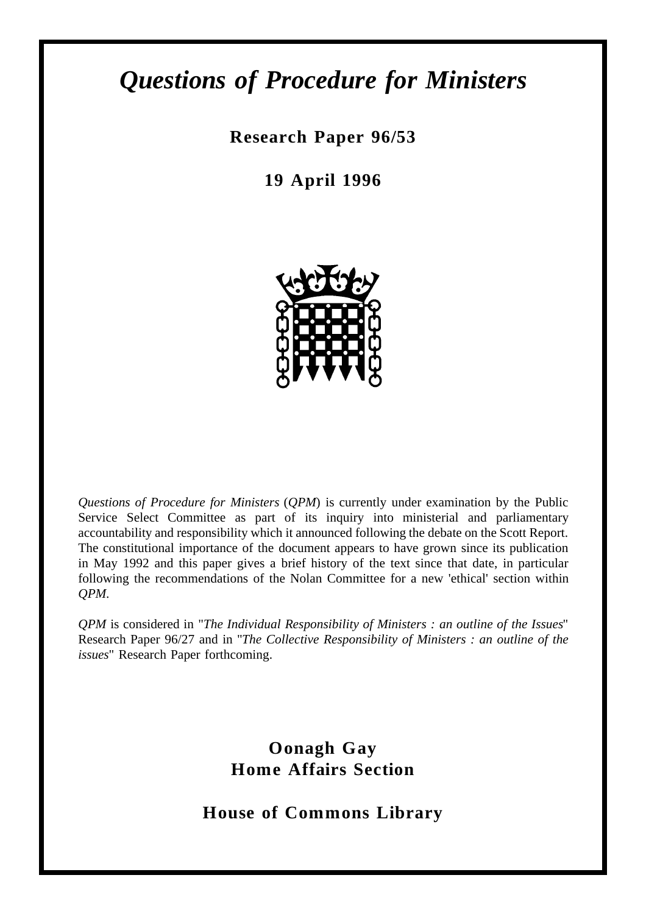# *Questions of Procedure for Ministers*

**Research Paper 96/53**

**19 April 1996**

*Questions of Procedure for Ministers* (*QPM*) is currently under examination by the Public Service Select Committee as part of its inquiry into ministerial and parliamentary accountability and responsibility which it announced following the debate on the Scott Report. The constitutional importance of the document appears to have grown since its publication in May 1992 and this paper gives a brief history of the text since that date, in particular following the recommendations of the Nolan Committee for a new 'ethical' section within *QPM*.

*QPM* is considered in "*The Individual Responsibility of Ministers : an outline of the Issues*" Research Paper 96/27 and in "*The Collective Responsibility of Ministers : an outline of the issues*" Research Paper forthcoming.

**Oonagh Gay**
**Home Affairs Section**

**House of Commons Library**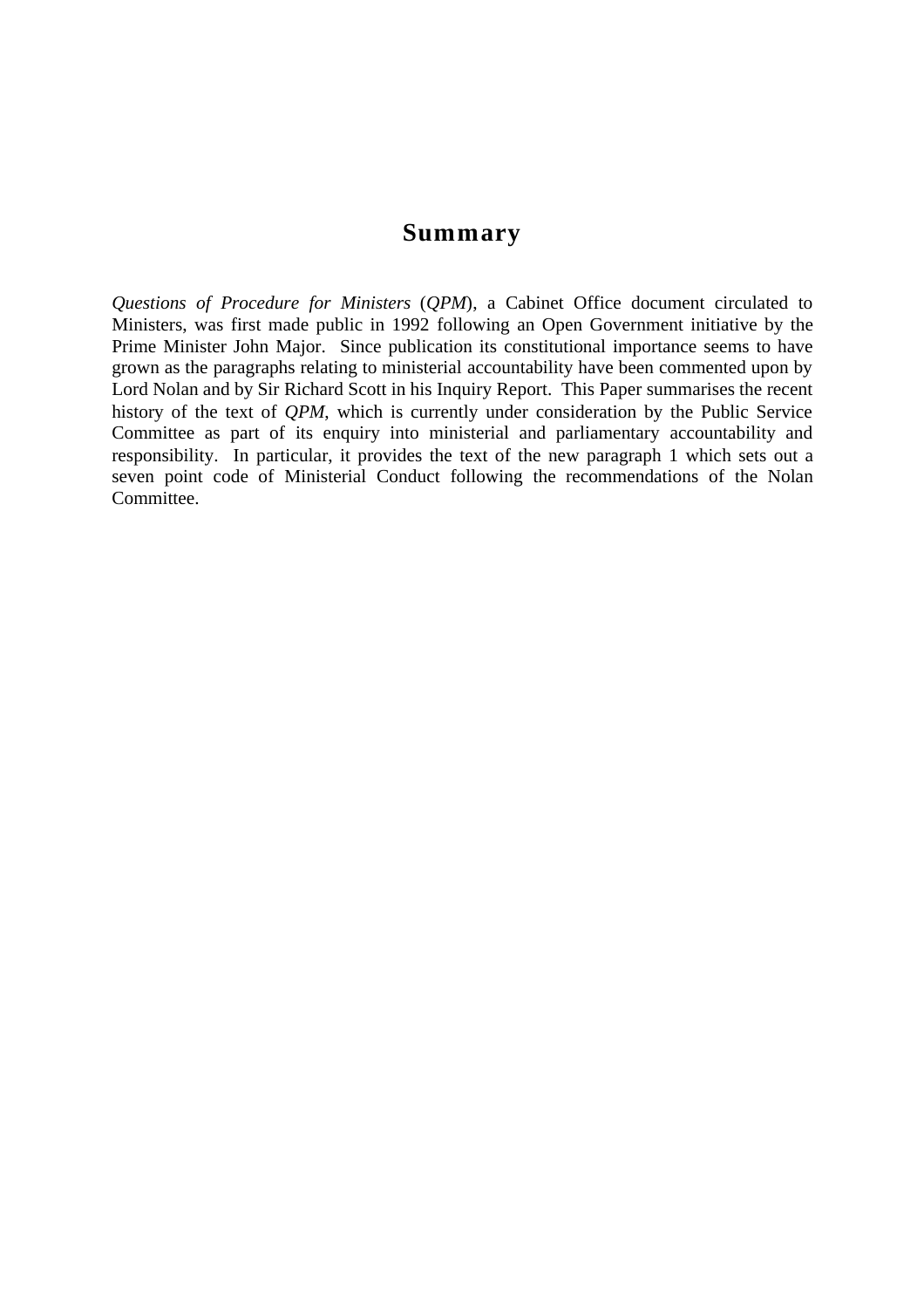# Summary

*Questions of Procedure for Ministers* (*QPM*), a Cabinet Office document circulated to Ministers, was first made public in 1992 following an Open Government initiative by the Prime Minister John Major. Since publication its constitutional importance seems to have grown as the paragraphs relating to ministerial accountability have been commented upon by Lord Nolan and by Sir Richard Scott in his Inquiry Report. This Paper summarises the recent history of the text of *QPM*, which is currently under consideration by the Public Service Committee as part of its enquiry into ministerial and parliamentary accountability and responsibility. In particular, it provides the text of the new paragraph 1 which sets out a seven point code of Ministerial Conduct following the recommendations of the Nolan Committee.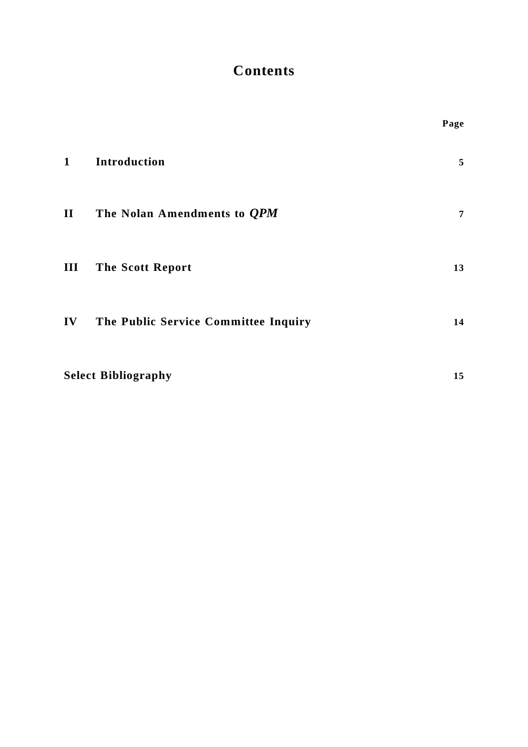# Contents

| | | Page |
|---|---|---|
| 1 | Introduction | 5 |
| II | The Nolan Amendments to *QPM* | 7 |
| III | The Scott Report | 13 |
| IV | The Public Service Committee Inquiry | 14 |
| Select Bibliography | | 15 |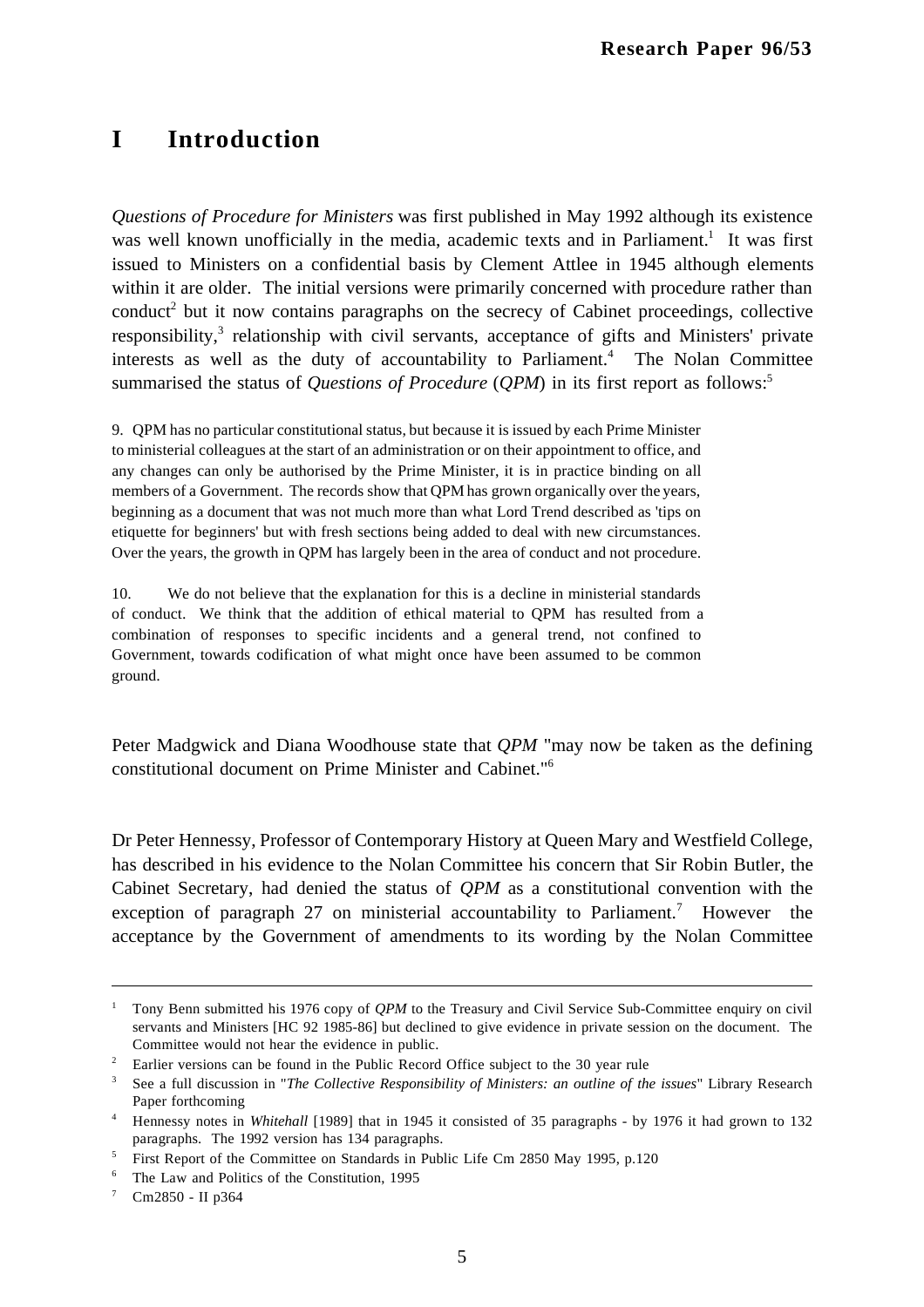# I Introduction

*Questions of Procedure for Ministers* was first published in May 1992 although its existence was well known unofficially in the media, academic texts and in Parliament.[1] It was first issued to Ministers on a confidential basis by Clement Attlee in 1945 although elements within it are older. The initial versions were primarily concerned with procedure rather than conduct[2] but it now contains paragraphs on the secrecy of Cabinet proceedings, collective responsibility,[3] relationship with civil servants, acceptance of gifts and Ministers' private interests as well as the duty of accountability to Parliament.[4] The Nolan Committee summarised the status of *Questions of Procedure* (*QPM*) in its first report as follows:[5]

> 9. QPM has no particular constitutional status, but because it is issued by each Prime Minister to ministerial colleagues at the start of an administration or on their appointment to office, and any changes can only be authorised by the Prime Minister, it is in practice binding on all members of a Government. The records show that QPM has grown organically over the years, beginning as a document that was not much more than what Lord Trend described as 'tips on etiquette for beginners' but with fresh sections being added to deal with new circumstances. Over the years, the growth in QPM has largely been in the area of conduct and not procedure.
>
> 10. We do not believe that the explanation for this is a decline in ministerial standards of conduct. We think that the addition of ethical material to QPM has resulted from a combination of responses to specific incidents and a general trend, not confined to Government, towards codification of what might once have been assumed to be common ground.

Peter Madgwick and Diana Woodhouse state that *QPM* "may now be taken as the defining constitutional document on Prime Minister and Cabinet."[6]

Dr Peter Hennessy, Professor of Contemporary History at Queen Mary and Westfield College, has described in his evidence to the Nolan Committee his concern that Sir Robin Butler, the Cabinet Secretary, had denied the status of *QPM* as a constitutional convention with the exception of paragraph 27 on ministerial accountability to Parliament.[7] However the acceptance by the Government of amendments to its wording by the Nolan Committee

---

[1] Tony Benn submitted his 1976 copy of *QPM* to the Treasury and Civil Service Sub-Committee enquiry on civil servants and Ministers [HC 92 1985-86] but declined to give evidence in private session on the document. The Committee would not hear the evidence in public.

[2] Earlier versions can be found in the Public Record Office subject to the 30 year rule

[3] See a full discussion in "*The Collective Responsibility of Ministers: an outline of the issues*" Library Research Paper forthcoming

[4] Hennessy notes in *Whitehall* [1989] that in 1945 it consisted of 35 paragraphs - by 1976 it had grown to 132 paragraphs. The 1992 version has 134 paragraphs.

[5] First Report of the Committee on Standards in Public Life Cm 2850 May 1995, p.120

[6] The Law and Politics of the Constitution, 1995

[7] Cm2850 - II p364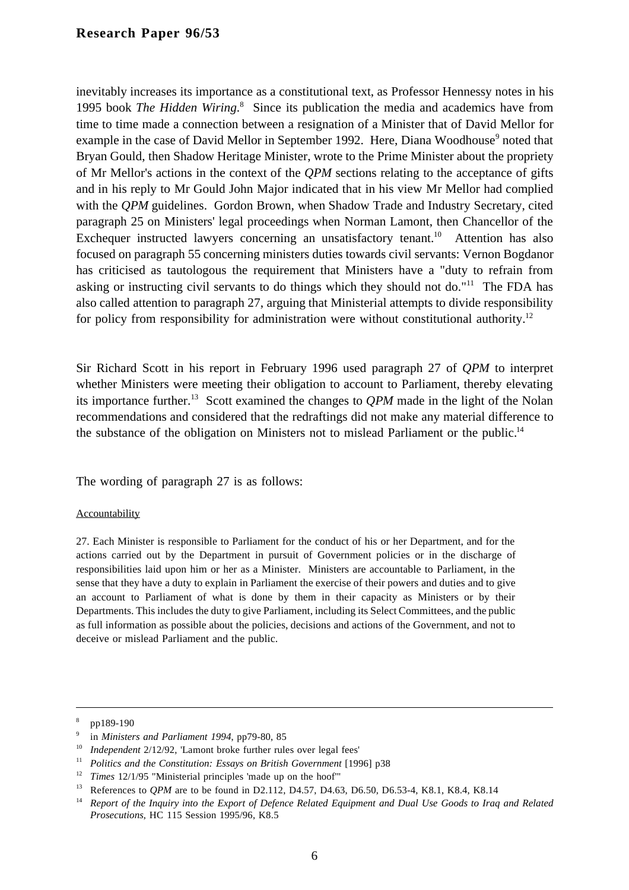inevitably increases its importance as a constitutional text, as Professor Hennessy notes in his 1995 book *The Hidden Wiring*.[8] Since its publication the media and academics have from time to time made a connection between a resignation of a Minister that of David Mellor for example in the case of David Mellor in September 1992. Here, Diana Woodhouse[9] noted that Bryan Gould, then Shadow Heritage Minister, wrote to the Prime Minister about the propriety of Mr Mellor's actions in the context of the *QPM* sections relating to the acceptance of gifts and in his reply to Mr Gould John Major indicated that in his view Mr Mellor had complied with the *QPM* guidelines. Gordon Brown, when Shadow Trade and Industry Secretary, cited paragraph 25 on Ministers' legal proceedings when Norman Lamont, then Chancellor of the Exchequer instructed lawyers concerning an unsatisfactory tenant.[10] Attention has also focused on paragraph 55 concerning ministers duties towards civil servants: Vernon Bogdanor has criticised as tautologous the requirement that Ministers have a "duty to refrain from asking or instructing civil servants to do things which they should not do."[11] The FDA has also called attention to paragraph 27, arguing that Ministerial attempts to divide responsibility for policy from responsibility for administration were without constitutional authority.[12]

Sir Richard Scott in his report in February 1996 used paragraph 27 of *QPM* to interpret whether Ministers were meeting their obligation to account to Parliament, thereby elevating its importance further.[13] Scott examined the changes to *QPM* made in the light of the Nolan recommendations and considered that the redraftings did not make any material difference to the substance of the obligation on Ministers not to mislead Parliament or the public.[14]

The wording of paragraph 27 is as follows:

<u>Accountability</u>

27. Each Minister is responsible to Parliament for the conduct of his or her Department, and for the actions carried out by the Department in pursuit of Government policies or in the discharge of responsibilities laid upon him or her as a Minister. Ministers are accountable to Parliament, in the sense that they have a duty to explain in Parliament the exercise of their powers and duties and to give an account to Parliament of what is done by them in their capacity as Ministers or by their Departments. This includes the duty to give Parliament, including its Select Committees, and the public as full information as possible about the policies, decisions and actions of the Government, and not to deceive or mislead Parliament and the public.

---

[8] pp189-190

[9] in *Ministers and Parliament 1994*, pp79-80, 85

[10] *Independent* 2/12/92, 'Lamont broke further rules over legal fees'

[11] *Politics and the Constitution: Essays on British Government* [1996] p38

[12] *Times* 12/1/95 "Ministerial principles 'made up on the hoof'"

[13] References to *QPM* are to be found in D2.112, D4.57, D4.63, D6.50, D6.53-4, K8.1, K8.4, K8.14

[14] *Report of the Inquiry into the Export of Defence Related Equipment and Dual Use Goods to Iraq and Related Prosecutions*, HC 115 Session 1995/96, K8.5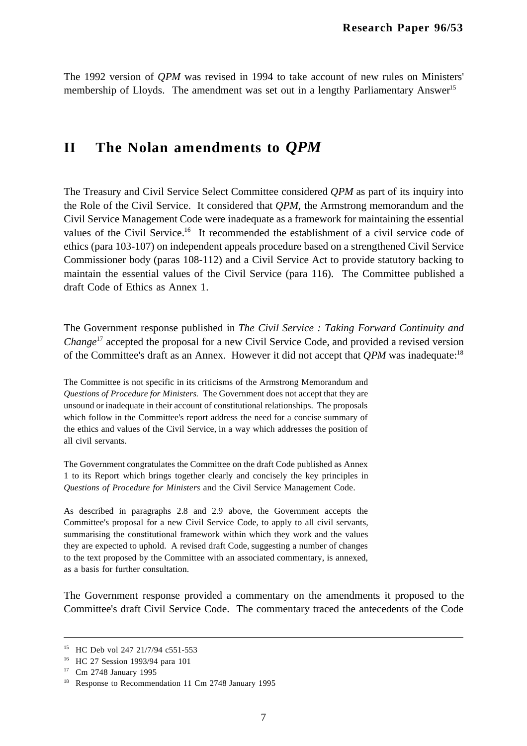The 1992 version of *QPM* was revised in 1994 to take account of new rules on Ministers' membership of Lloyds. The amendment was set out in a lengthy Parliamentary Answer[15]

## II The Nolan amendments to *QPM*

The Treasury and Civil Service Select Committee considered *QPM* as part of its inquiry into the Role of the Civil Service. It considered that *QPM*, the Armstrong memorandum and the Civil Service Management Code were inadequate as a framework for maintaining the essential values of the Civil Service.[16] It recommended the establishment of a civil service code of ethics (para 103-107) on independent appeals procedure based on a strengthened Civil Service Commissioner body (paras 108-112) and a Civil Service Act to provide statutory backing to maintain the essential values of the Civil Service (para 116). The Committee published a draft Code of Ethics as Annex 1.

The Government response published in *The Civil Service : Taking Forward Continuity and Change*[17] accepted the proposal for a new Civil Service Code, and provided a revised version of the Committee's draft as an Annex. However it did not accept that *QPM* was inadequate:[18]

> The Committee is not specific in its criticisms of the Armstrong Memorandum and *Questions of Procedure for Ministers.* The Government does not accept that they are unsound or inadequate in their account of constitutional relationships. The proposals which follow in the Committee's report address the need for a concise summary of the ethics and values of the Civil Service, in a way which addresses the position of all civil servants.
>
> The Government congratulates the Committee on the draft Code published as Annex 1 to its Report which brings together clearly and concisely the key principles in *Questions of Procedure for Ministers* and the Civil Service Management Code.
>
> As described in paragraphs 2.8 and 2.9 above, the Government accepts the Committee's proposal for a new Civil Service Code, to apply to all civil servants, summarising the constitutional framework within which they work and the values they are expected to uphold. A revised draft Code, suggesting a number of changes to the text proposed by the Committee with an associated commentary, is annexed, as a basis for further consultation.

The Government response provided a commentary on the amendments it proposed to the Committee's draft Civil Service Code. The commentary traced the antecedents of the Code

---

[15] HC Deb vol 247 21/7/94 c551-553

[16] HC 27 Session 1993/94 para 101

[17] Cm 2748 January 1995

[18] Response to Recommendation 11 Cm 2748 January 1995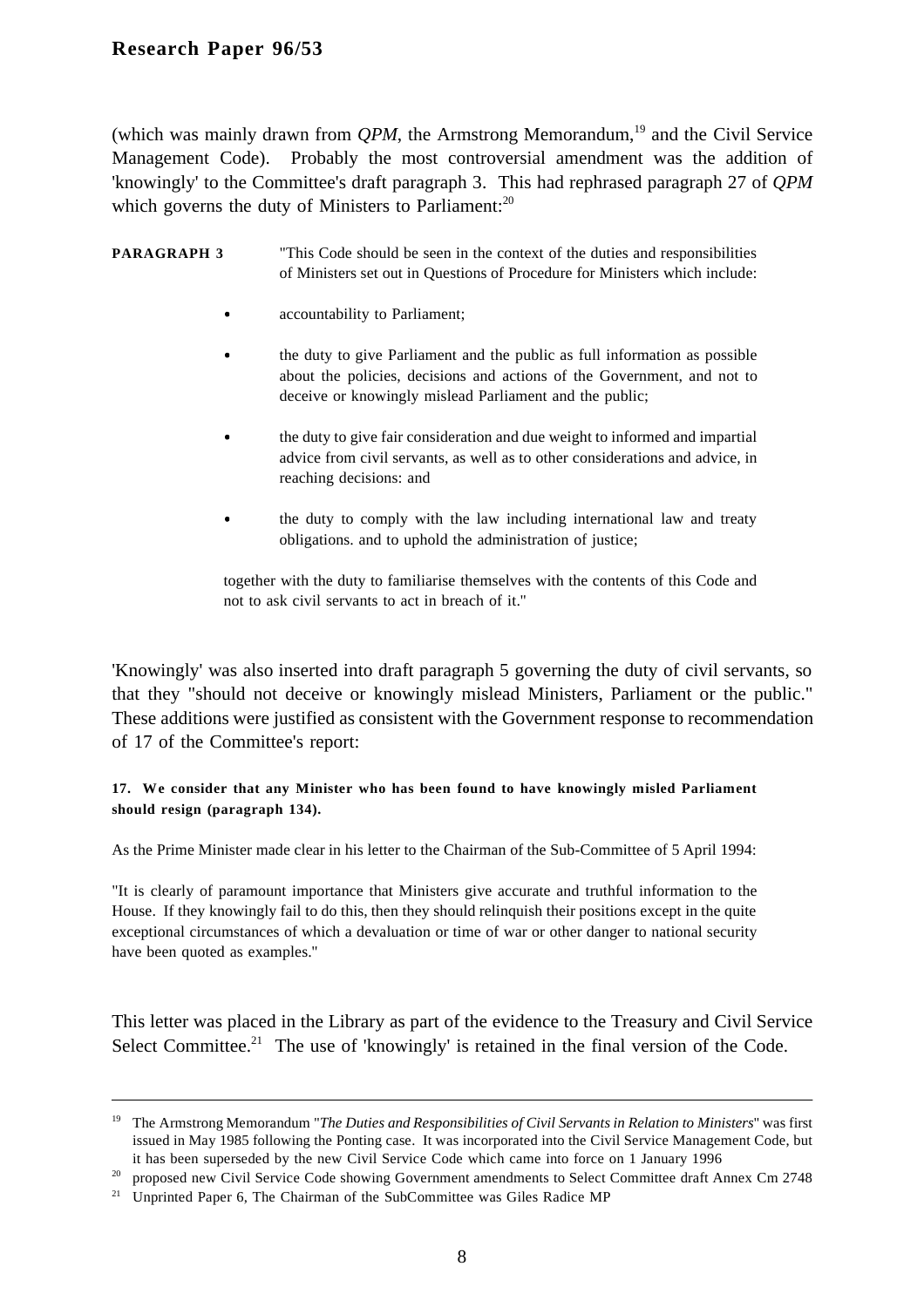(which was mainly drawn from *QPM*, the Armstrong Memorandum,[19] and the Civil Service Management Code). Probably the most controversial amendment was the addition of 'knowingly' to the Committee's draft paragraph 3. This had rephrased paragraph 27 of *QPM* which governs the duty of Ministers to Parliament:[20]

**PARAGRAPH 3** "This Code should be seen in the context of the duties and responsibilities of Ministers set out in Questions of Procedure for Ministers which include:

- accountability to Parliament;
- the duty to give Parliament and the public as full information as possible about the policies, decisions and actions of the Government, and not to deceive or knowingly mislead Parliament and the public;
- the duty to give fair consideration and due weight to informed and impartial advice from civil servants, as well as to other considerations and advice, in reaching decisions: and
- the duty to comply with the law including international law and treaty obligations. and to uphold the administration of justice;

together with the duty to familiarise themselves with the contents of this Code and not to ask civil servants to act in breach of it."

'Knowingly' was also inserted into draft paragraph 5 governing the duty of civil servants, so that they "should not deceive or knowingly mislead Ministers, Parliament or the public." These additions were justified as consistent with the Government response to recommendation of 17 of the Committee's report:

**17. We consider that any Minister who has been found to have knowingly misled Parliament should resign (paragraph 134).**

As the Prime Minister made clear in his letter to the Chairman of the Sub-Committee of 5 April 1994:

"It is clearly of paramount importance that Ministers give accurate and truthful information to the House. If they knowingly fail to do this, then they should relinquish their positions except in the quite exceptional circumstances of which a devaluation or time of war or other danger to national security have been quoted as examples."

This letter was placed in the Library as part of the evidence to the Treasury and Civil Service Select Committee.[21] The use of 'knowingly' is retained in the final version of the Code.

---

[19] The Armstrong Memorandum "*The Duties and Responsibilities of Civil Servants in Relation to Ministers*" was first issued in May 1985 following the Ponting case. It was incorporated into the Civil Service Management Code, but it has been superseded by the new Civil Service Code which came into force on 1 January 1996

[20] proposed new Civil Service Code showing Government amendments to Select Committee draft Annex Cm 2748

[21] Unprinted Paper 6, The Chairman of the SubCommittee was Giles Radice MP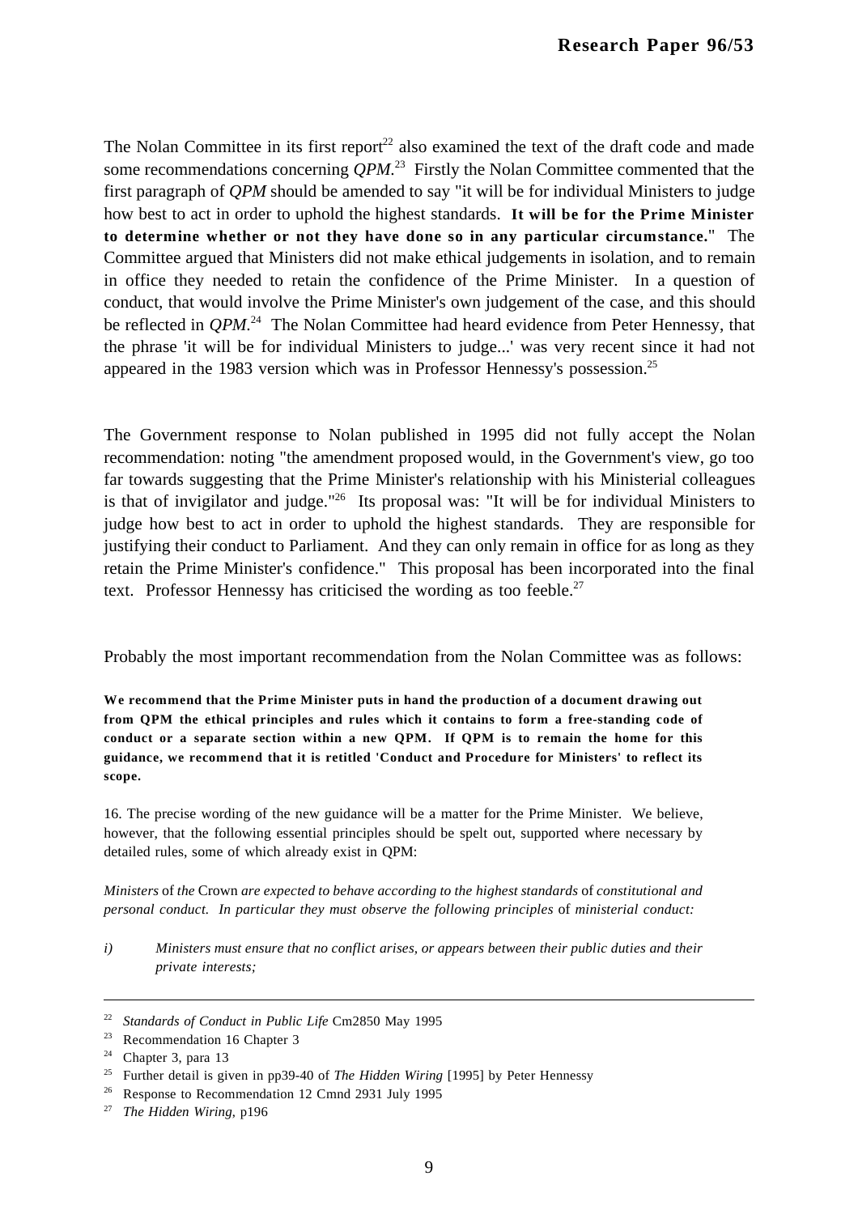The Nolan Committee in its first report[22] also examined the text of the draft code and made some recommendations concerning *QPM*.[23] Firstly the Nolan Committee commented that the first paragraph of *QPM* should be amended to say "it will be for individual Ministers to judge how best to act in order to uphold the highest standards. **It will be for the Prime Minister to determine whether or not they have done so in any particular circumstance.**" The Committee argued that Ministers did not make ethical judgements in isolation, and to remain in office they needed to retain the confidence of the Prime Minister. In a question of conduct, that would involve the Prime Minister's own judgement of the case, and this should be reflected in *QPM*.[24] The Nolan Committee had heard evidence from Peter Hennessy, that the phrase 'it will be for individual Ministers to judge...' was very recent since it had not appeared in the 1983 version which was in Professor Hennessy's possession.[25]

The Government response to Nolan published in 1995 did not fully accept the Nolan recommendation: noting "the amendment proposed would, in the Government's view, go too far towards suggesting that the Prime Minister's relationship with his Ministerial colleagues is that of invigilator and judge."[26] Its proposal was: "It will be for individual Ministers to judge how best to act in order to uphold the highest standards. They are responsible for justifying their conduct to Parliament. And they can only remain in office for as long as they retain the Prime Minister's confidence." This proposal has been incorporated into the final text. Professor Hennessy has criticised the wording as too feeble.[27]

Probably the most important recommendation from the Nolan Committee was as follows:

**We recommend that the Prime Minister puts in hand the production of a document drawing out from QPM the ethical principles and rules which it contains to form a free-standing code of conduct or a separate section within a new QPM. If QPM is to remain the home for this guidance, we recommend that it is retitled 'Conduct and Procedure for Ministers' to reflect its scope.**

16. The precise wording of the new guidance will be a matter for the Prime Minister. We believe, however, that the following essential principles should be spelt out, supported where necessary by detailed rules, some of which already exist in QPM:

*Ministers of the Crown are expected to behave according to the highest standards of constitutional and personal conduct. In particular they must observe the following principles of ministerial conduct:*

*i) Ministers must ensure that no conflict arises, or appears between their public duties and their private interests;*

---

22 *Standards of Conduct in Public Life* Cm2850 May 1995

23 Recommendation 16 Chapter 3

24 Chapter 3, para 13

25 Further detail is given in pp39-40 of *The Hidden Wiring* [1995] by Peter Hennessy

26 Response to Recommendation 12 Cmnd 2931 July 1995

27 *The Hidden Wiring*, p196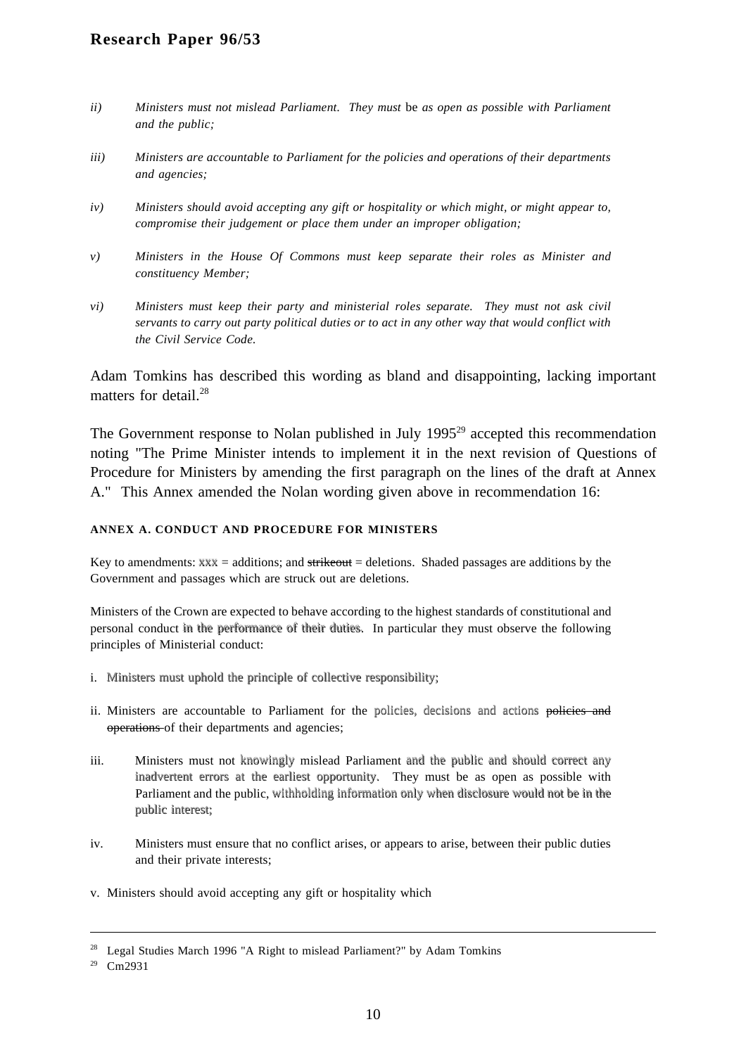*ii) Ministers must not mislead Parliament. They must* be *as open as possible with Parliament and the public;*

*iii) Ministers are accountable to Parliament for the policies and operations of their departments and agencies;*

*iv) Ministers should avoid accepting any gift or hospitality or which might, or might appear to, compromise their judgement or place them under an improper obligation;*

*v) Ministers in the House Of Commons must keep separate their roles as Minister and constituency Member;*

*vi) Ministers must keep their party and ministerial roles separate. They must not ask civil servants to carry out party political duties or to act in any other way that would conflict with the Civil Service Code.*

Adam Tomkins has described this wording as bland and disappointing, lacking important matters for detail.[28]

The Government response to Nolan published in July 1995[29] accepted this recommendation noting "The Prime Minister intends to implement it in the next revision of Questions of Procedure for Ministers by amending the first paragraph on the lines of the draft at Annex A." This Annex amended the Nolan wording given above in recommendation 16:

**ANNEX A. CONDUCT AND PROCEDURE FOR MINISTERS**

Key to amendments: xxx = additions; and ~~strikeout~~ = deletions. Shaded passages are additions by the Government and passages which are struck out are deletions.

Ministers of the Crown are expected to behave according to the highest standards of constitutional and personal conduct in the performance of their duties. In particular they must observe the following principles of Ministerial conduct:

i. Ministers must uphold the principle of collective responsibility;

ii. Ministers are accountable to Parliament for the policies, decisions and actions ~~policies and operations~~ of their departments and agencies;

iii. Ministers must not knowingly mislead Parliament and the public and should correct any inadvertent errors at the earliest opportunity. They must be as open as possible with Parliament and the public, withholding information only when disclosure would not be in the public interest;

iv. Ministers must ensure that no conflict arises, or appears to arise, between their public duties and their private interests;

v. Ministers should avoid accepting any gift or hospitality which

---

28 Legal Studies March 1996 "A Right to mislead Parliament?" by Adam Tomkins

29 Cm2931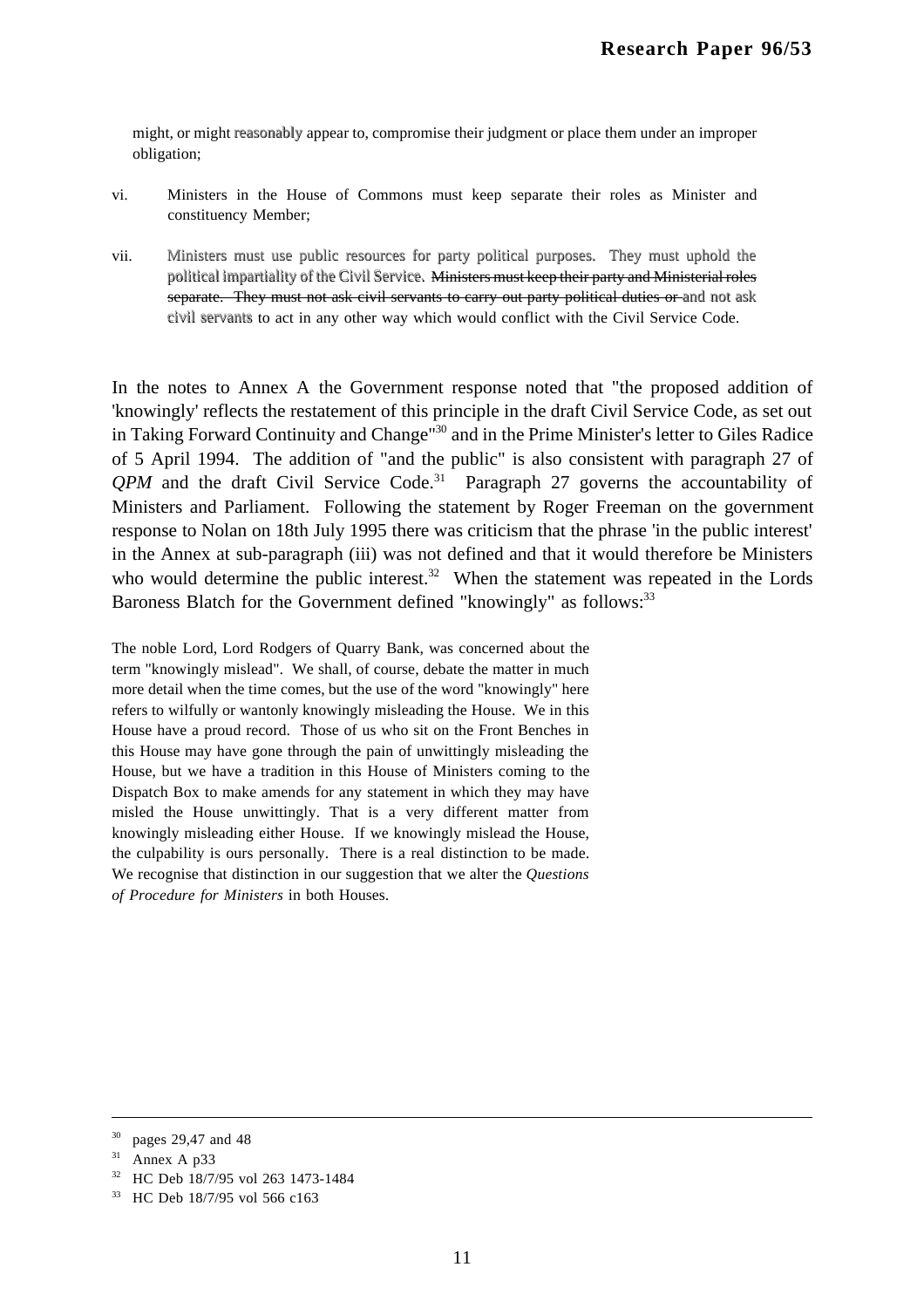might, or might reasonably appear to, compromise their judgment or place them under an improper obligation;

vi. Ministers in the House of Commons must keep separate their roles as Minister and constituency Member;

vii. Ministers must use public resources for party political purposes. They must uphold the political impartiality of the Civil Service. ~~Ministers must keep their party and Ministerial roles separate. They must not ask civil servants to carry out party political duties or~~ and not ask civil servants to act in any other way which would conflict with the Civil Service Code.

In the notes to Annex A the Government response noted that "the proposed addition of 'knowingly' reflects the restatement of this principle in the draft Civil Service Code, as set out in Taking Forward Continuity and Change"[30] and in the Prime Minister's letter to Giles Radice of 5 April 1994. The addition of "and the public" is also consistent with paragraph 27 of *QPM* and the draft Civil Service Code.[31] Paragraph 27 governs the accountability of Ministers and Parliament. Following the statement by Roger Freeman on the government response to Nolan on 18th July 1995 there was criticism that the phrase 'in the public interest' in the Annex at sub-paragraph (iii) was not defined and that it would therefore be Ministers who would determine the public interest.[32] When the statement was repeated in the Lords Baroness Blatch for the Government defined "knowingly" as follows:[33]

> The noble Lord, Lord Rodgers of Quarry Bank, was concerned about the term "knowingly mislead". We shall, of course, debate the matter in much more detail when the time comes, but the use of the word "knowingly" here refers to wilfully or wantonly knowingly misleading the House. We in this House have a proud record. Those of us who sit on the Front Benches in this House may have gone through the pain of unwittingly misleading the House, but we have a tradition in this House of Ministers coming to the Dispatch Box to make amends for any statement in which they may have misled the House unwittingly. That is a very different matter from knowingly misleading either House. If we knowingly mislead the House, the culpability is ours personally. There is a real distinction to be made. We recognise that distinction in our suggestion that we alter the *Questions of Procedure for Ministers* in both Houses.

---

[30] pages 29,47 and 48

[31] Annex A p33

[32] HC Deb 18/7/95 vol 263 1473-1484

[33] HC Deb 18/7/95 vol 566 c163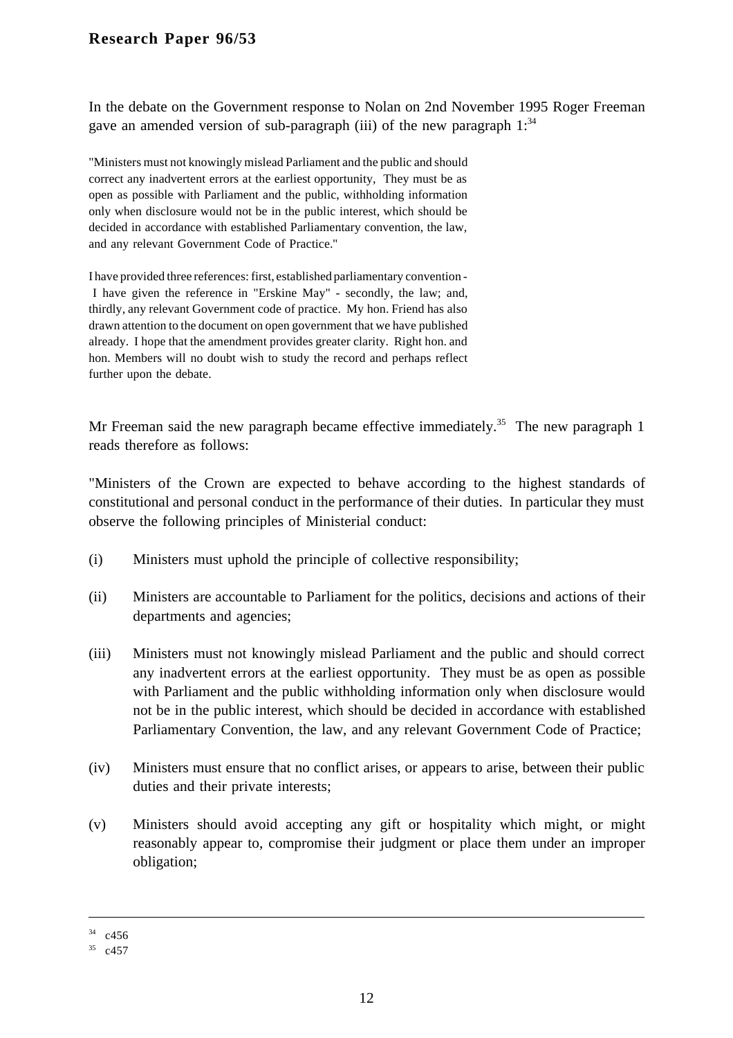In the debate on the Government response to Nolan on 2nd November 1995 Roger Freeman gave an amended version of sub-paragraph (iii) of the new paragraph 1:[34]

> "Ministers must not knowingly mislead Parliament and the public and should correct any inadvertent errors at the earliest opportunity, They must be as open as possible with Parliament and the public, withholding information only when disclosure would not be in the public interest, which should be decided in accordance with established Parliamentary convention, the law, and any relevant Government Code of Practice."
>
> I have provided three references: first, established parliamentary convention - I have given the reference in "Erskine May" - secondly, the law; and, thirdly, any relevant Government code of practice. My hon. Friend has also drawn attention to the document on open government that we have published already. I hope that the amendment provides greater clarity. Right hon. and hon. Members will no doubt wish to study the record and perhaps reflect further upon the debate.

Mr Freeman said the new paragraph became effective immediately.[35] The new paragraph 1 reads therefore as follows:

"Ministers of the Crown are expected to behave according to the highest standards of constitutional and personal conduct in the performance of their duties. In particular they must observe the following principles of Ministerial conduct:

(i) Ministers must uphold the principle of collective responsibility;

(ii) Ministers are accountable to Parliament for the politics, decisions and actions of their departments and agencies;

(iii) Ministers must not knowingly mislead Parliament and the public and should correct any inadvertent errors at the earliest opportunity. They must be as open as possible with Parliament and the public withholding information only when disclosure would not be in the public interest, which should be decided in accordance with established Parliamentary Convention, the law, and any relevant Government Code of Practice;

(iv) Ministers must ensure that no conflict arises, or appears to arise, between their public duties and their private interests;

(v) Ministers should avoid accepting any gift or hospitality which might, or might reasonably appear to, compromise their judgment or place them under an improper obligation;

---

[34] c456

[35] c457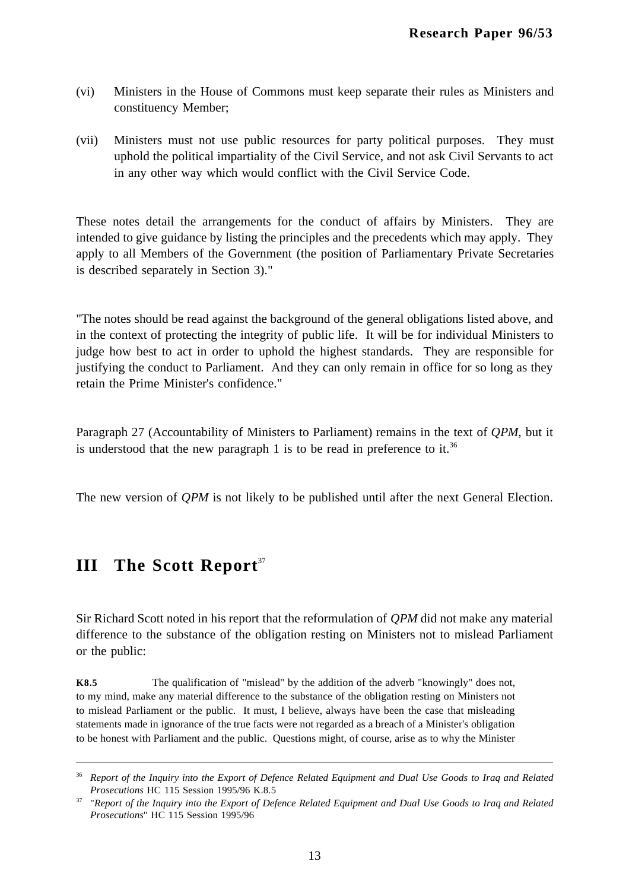(vi) Ministers in the House of Commons must keep separate their rules as Ministers and constituency Member;

(vii) Ministers must not use public resources for party political purposes. They must uphold the political impartiality of the Civil Service, and not ask Civil Servants to act in any other way which would conflict with the Civil Service Code.

These notes detail the arrangements for the conduct of affairs by Ministers. They are intended to give guidance by listing the principles and the precedents which may apply. They apply to all Members of the Government (the position of Parliamentary Private Secretaries is described separately in Section 3)."

"The notes should be read against the background of the general obligations listed above, and in the context of protecting the integrity of public life. It will be for individual Ministers to judge how best to act in order to uphold the highest standards. They are responsible for justifying the conduct to Parliament. And they can only remain in office for so long as they retain the Prime Minister's confidence."

Paragraph 27 (Accountability of Ministers to Parliament) remains in the text of *QPM*, but it is understood that the new paragraph 1 is to be read in preference to it.[36]

The new version of *QPM* is not likely to be published until after the next General Election.

# III The Scott Report[37]

Sir Richard Scott noted in his report that the reformulation of *QPM* did not make any material difference to the substance of the obligation resting on Ministers not to mislead Parliament or the public:

**K8.5** The qualification of "mislead" by the addition of the adverb "knowingly" does not, to my mind, make any material difference to the substance of the obligation resting on Ministers not to mislead Parliament or the public. It must, I believe, always have been the case that misleading statements made in ignorance of the true facts were not regarded as a breach of a Minister's obligation to be honest with Parliament and the public. Questions might, of course, arise as to why the Minister

---

[36] *Report of the Inquiry into the Export of Defence Related Equipment and Dual Use Goods to Iraq and Related Prosecutions* HC 115 Session 1995/96 K.8.5

[37] "*Report of the Inquiry into the Export of Defence Related Equipment and Dual Use Goods to Iraq and Related Prosecutions*" HC 115 Session 1995/96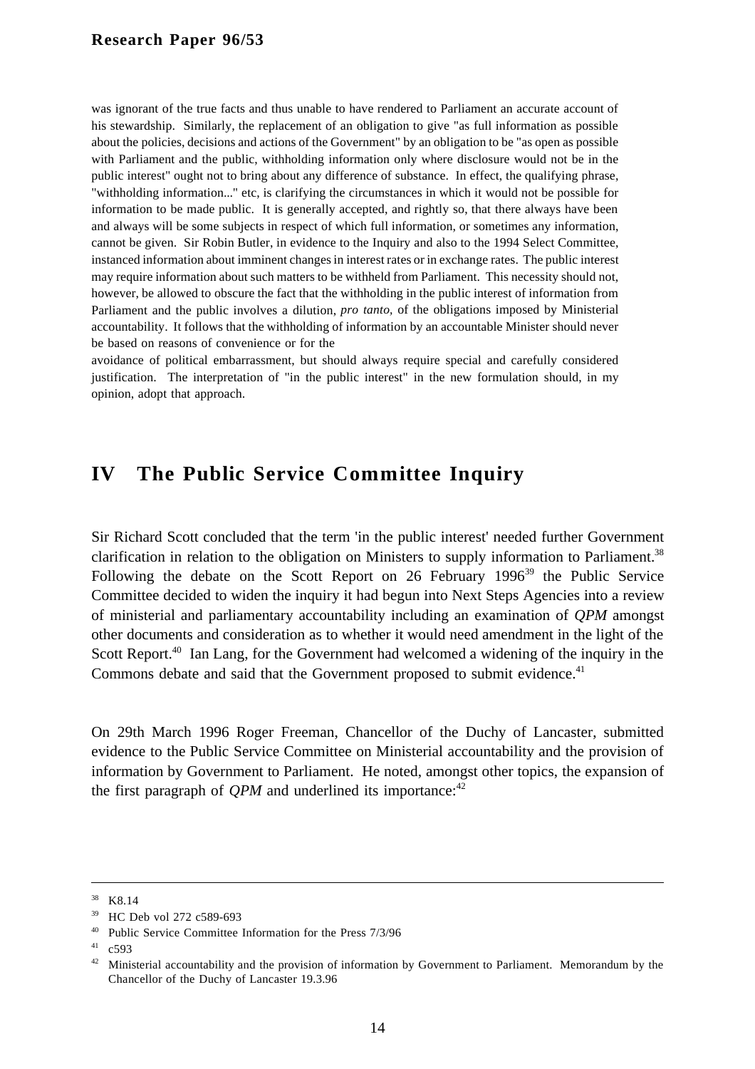was ignorant of the true facts and thus unable to have rendered to Parliament an accurate account of his stewardship. Similarly, the replacement of an obligation to give "as full information as possible about the policies, decisions and actions of the Government" by an obligation to be "as open as possible with Parliament and the public, withholding information only where disclosure would not be in the public interest" ought not to bring about any difference of substance. In effect, the qualifying phrase, "withholding information..." etc, is clarifying the circumstances in which it would not be possible for information to be made public. It is generally accepted, and rightly so, that there always have been and always will be some subjects in respect of which full information, or sometimes any information, cannot be given. Sir Robin Butler, in evidence to the Inquiry and also to the 1994 Select Committee, instanced information about imminent changes in interest rates or in exchange rates. The public interest may require information about such matters to be withheld from Parliament. This necessity should not, however, be allowed to obscure the fact that the withholding in the public interest of information from Parliament and the public involves a dilution, *pro tanto*, of the obligations imposed by Ministerial accountability. It follows that the withholding of information by an accountable Minister should never be based on reasons of convenience or for the avoidance of political embarrassment, but should always require special and carefully considered justification. The interpretation of "in the public interest" in the new formulation should, in my opinion, adopt that approach.

# IV The Public Service Committee Inquiry

Sir Richard Scott concluded that the term 'in the public interest' needed further Government clarification in relation to the obligation on Ministers to supply information to Parliament.[38] Following the debate on the Scott Report on 26 February 1996[39] the Public Service Committee decided to widen the inquiry it had begun into Next Steps Agencies into a review of ministerial and parliamentary accountability including an examination of *QPM* amongst other documents and consideration as to whether it would need amendment in the light of the Scott Report.[40] Ian Lang, for the Government had welcomed a widening of the inquiry in the Commons debate and said that the Government proposed to submit evidence.[41]

On 29th March 1996 Roger Freeman, Chancellor of the Duchy of Lancaster, submitted evidence to the Public Service Committee on Ministerial accountability and the provision of information by Government to Parliament. He noted, amongst other topics, the expansion of the first paragraph of *QPM* and underlined its importance:[42]

---

[38] K8.14

[39] HC Deb vol 272 c589-693

[40] Public Service Committee Information for the Press 7/3/96

[41] c593

[42] Ministerial accountability and the provision of information by Government to Parliament. Memorandum by the Chancellor of the Duchy of Lancaster 19.3.96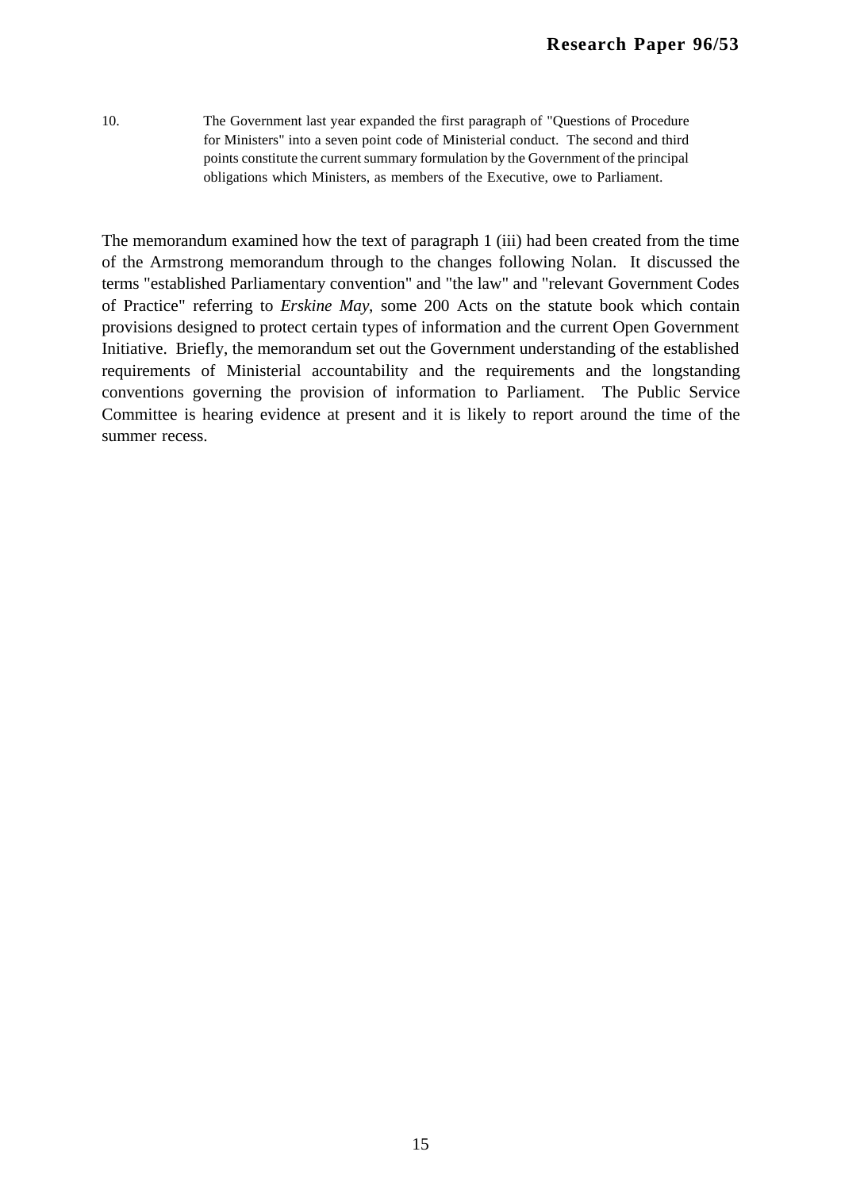10. The Government last year expanded the first paragraph of "Questions of Procedure for Ministers" into a seven point code of Ministerial conduct. The second and third points constitute the current summary formulation by the Government of the principal obligations which Ministers, as members of the Executive, owe to Parliament.

The memorandum examined how the text of paragraph 1 (iii) had been created from the time of the Armstrong memorandum through to the changes following Nolan. It discussed the terms "established Parliamentary convention" and "the law" and "relevant Government Codes of Practice" referring to *Erskine May*, some 200 Acts on the statute book which contain provisions designed to protect certain types of information and the current Open Government Initiative. Briefly, the memorandum set out the Government understanding of the established requirements of Ministerial accountability and the requirements and the longstanding conventions governing the provision of information to Parliament. The Public Service Committee is hearing evidence at present and it is likely to report around the time of the summer recess.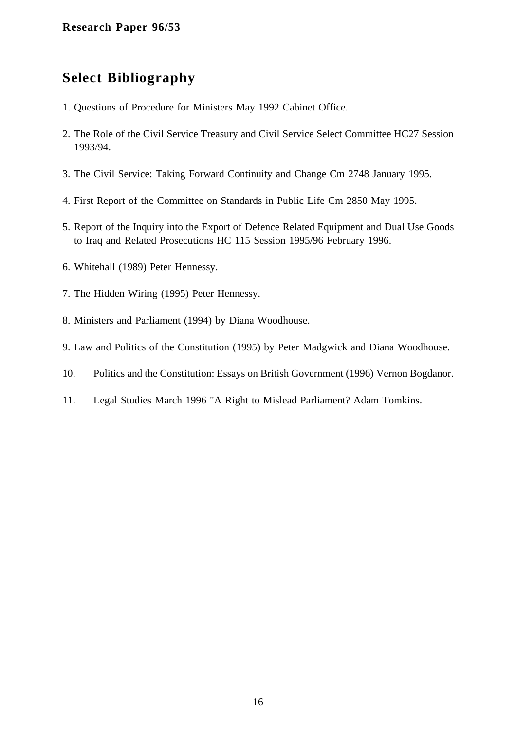# Select Bibliography

1. Questions of Procedure for Ministers May 1992 Cabinet Office.

2. The Role of the Civil Service Treasury and Civil Service Select Committee HC27 Session 1993/94.

3. The Civil Service: Taking Forward Continuity and Change Cm 2748 January 1995.

4. First Report of the Committee on Standards in Public Life Cm 2850 May 1995.

5. Report of the Inquiry into the Export of Defence Related Equipment and Dual Use Goods to Iraq and Related Prosecutions HC 115 Session 1995/96 February 1996.

6. Whitehall (1989) Peter Hennessy.

7. The Hidden Wiring (1995) Peter Hennessy.

8. Ministers and Parliament (1994) by Diana Woodhouse.

9. Law and Politics of the Constitution (1995) by Peter Madgwick and Diana Woodhouse.

10. Politics and the Constitution: Essays on British Government (1996) Vernon Bogdanor.

11. Legal Studies March 1996 "A Right to Mislead Parliament? Adam Tomkins.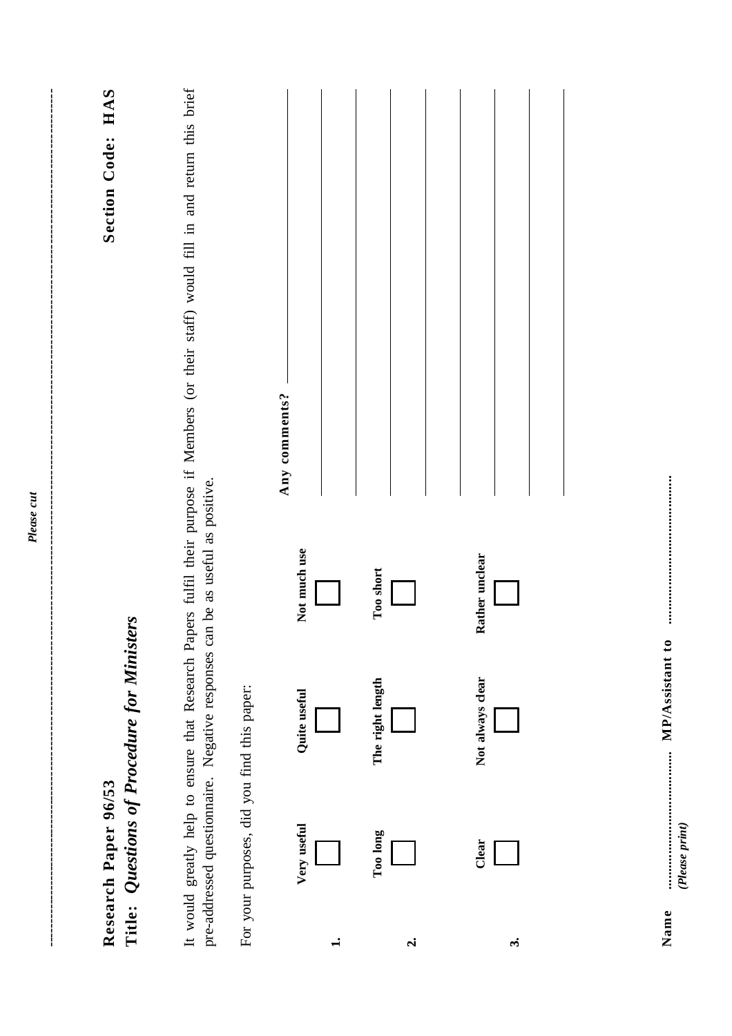*Please cut*

**Research Paper 96/53** **Section Code: HAS**

**Title: *Questions of Procedure for Ministers***

It would greatly help to ensure that Research Papers fulfil their purpose if Members (or their staff) would fill in and return this brief pre-addressed questionnaire. Negative responses can be as useful as positive.

For your purposes, did you find this paper:

| | | | |
|---|---|---|---|
| **1.** | **Very useful** ☐ | **Quite useful** ☐ | **Not much use** ☐ |
| **2.** | **Too long** ☐ | **The right length** ☐ | **Too short** ☐ |
| **3.** | **Clear** ☐ | **Not always clear** ☐ | **Rather unclear** ☐ |

**Any comments?** ______________________________

______________________________

______________________________

______________________________

______________________________

______________________________

______________________________

**Name** .............................. **MP/Assistant to** ..............................
*(Please print)*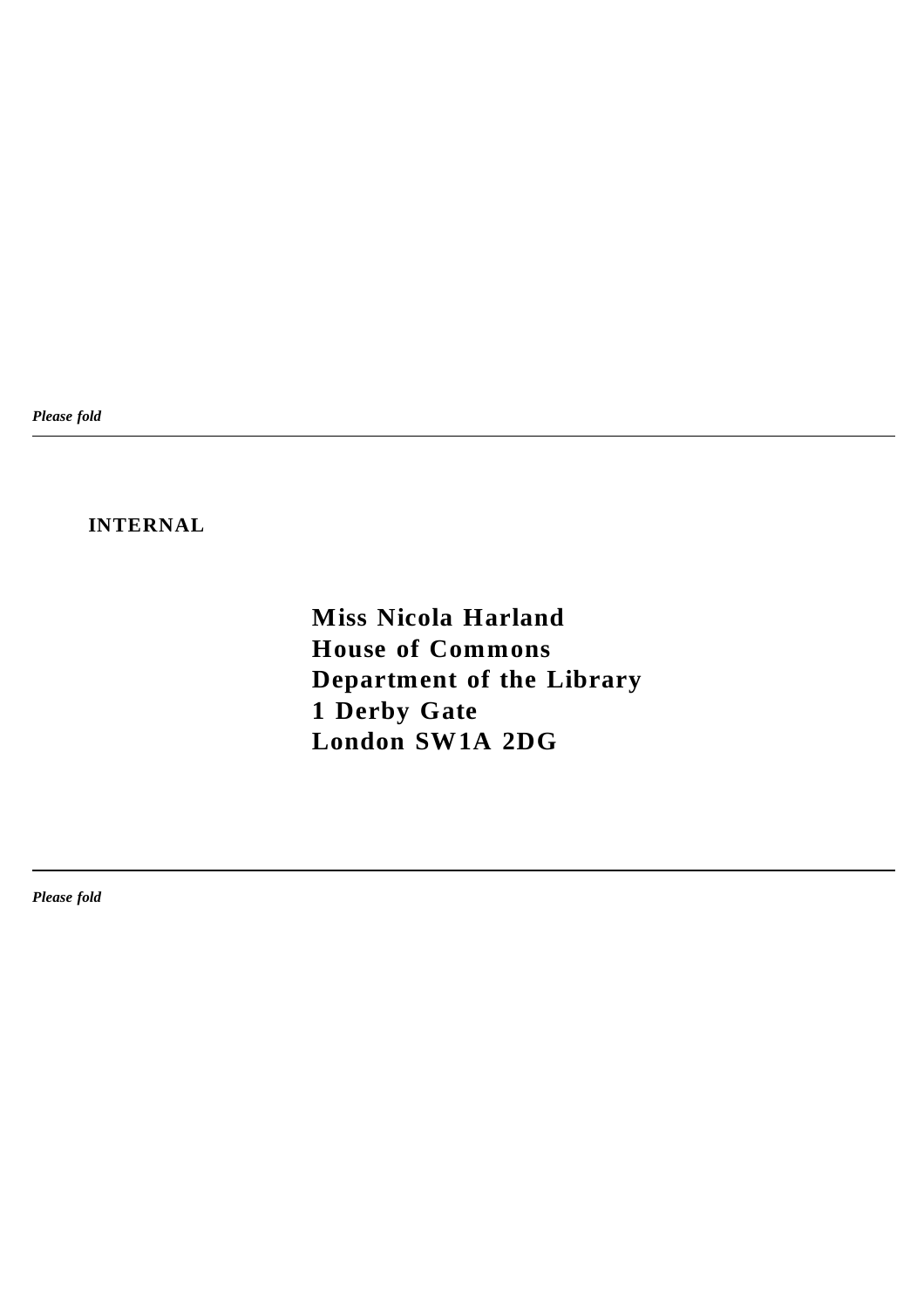*Please fold*

---

**INTERNAL**

**Miss Nicola Harland**
**House of Commons**
**Department of the Library**
**1 Derby Gate**
**London SW1A 2DG**

---

*Please fold*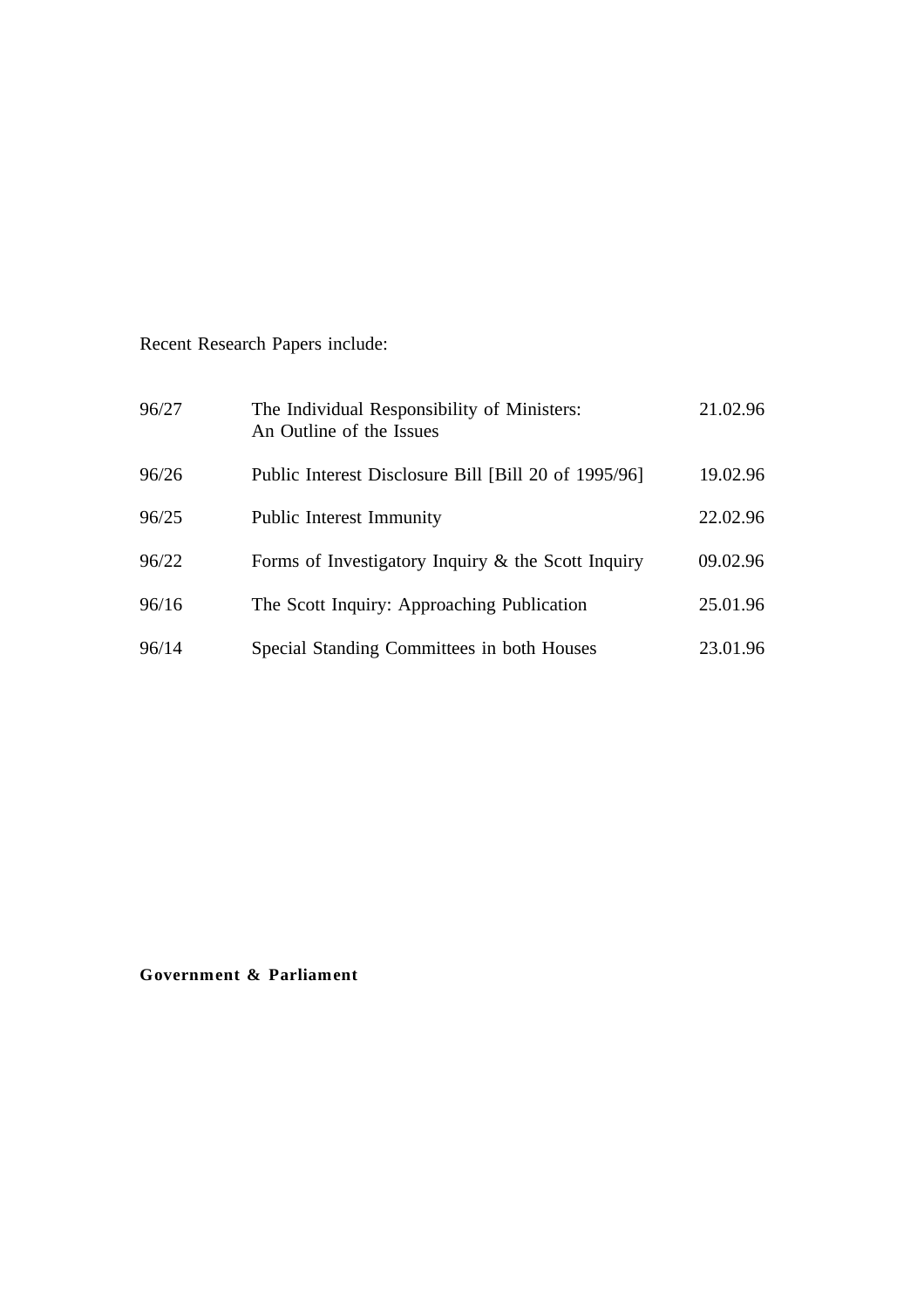Recent Research Papers include:

| | | |
|---|---|---|
| 96/27 | The Individual Responsibility of Ministers: An Outline of the Issues | 21.02.96 |
| 96/26 | Public Interest Disclosure Bill [Bill 20 of 1995/96] | 19.02.96 |
| 96/25 | Public Interest Immunity | 22.02.96 |
| 96/22 | Forms of Investigatory Inquiry & the Scott Inquiry | 09.02.96 |
| 96/16 | The Scott Inquiry: Approaching Publication | 25.01.96 |
| 96/14 | Special Standing Committees in both Houses | 23.01.96 |

**Government & Parliament**